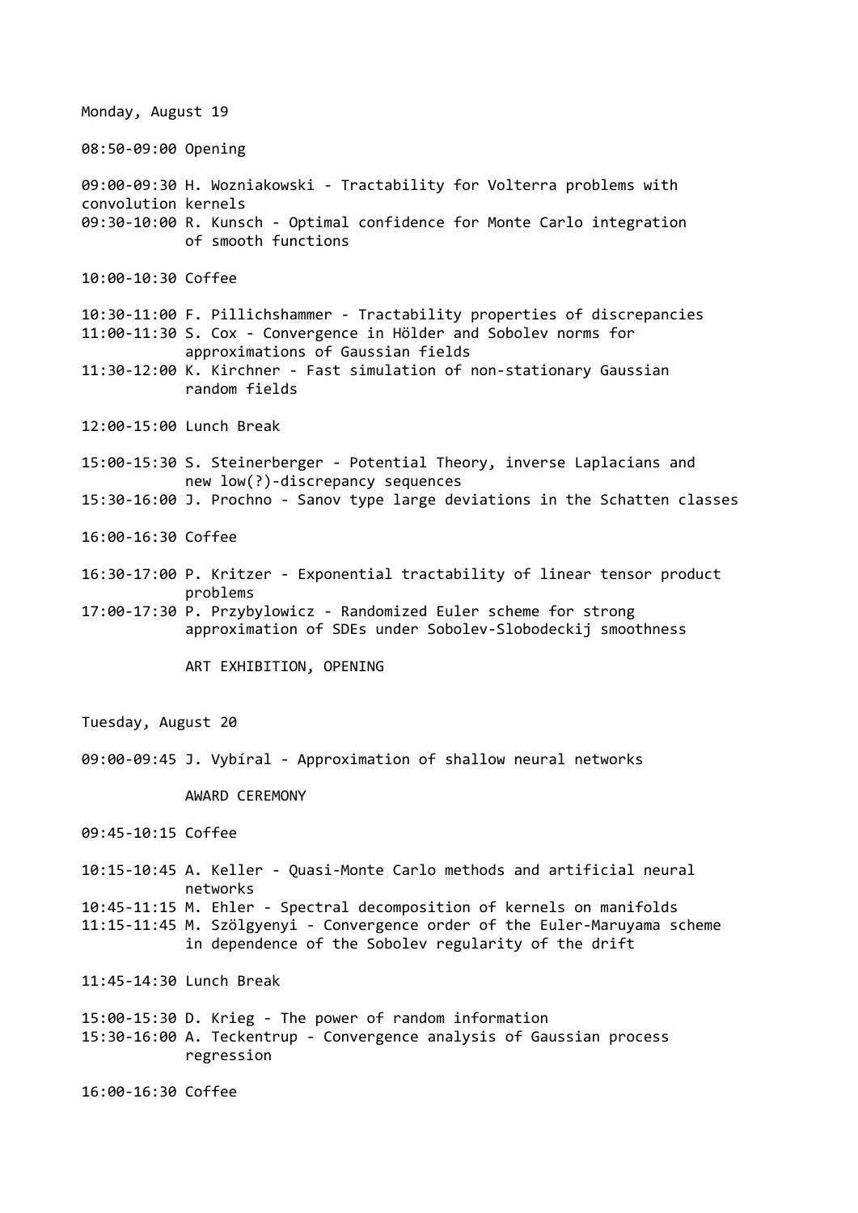## Monday, August 19

08:50-09:00 Opening

09:00-09:30 H. Wozniakowski - Tractability for Volterra problems with convolution kernels
09:30-10:00 R. Kunsch - Optimal confidence for Monte Carlo integration of smooth functions

10:00-10:30 Coffee

10:30-11:00 F. Pillichshammer - Tractability properties of discrepancies
11:00-11:30 S. Cox - Convergence in Hölder and Sobolev norms for approximations of Gaussian fields
11:30-12:00 K. Kirchner - Fast simulation of non-stationary Gaussian random fields

12:00-15:00 Lunch Break

15:00-15:30 S. Steinerberger - Potential Theory, inverse Laplacians and new low(?)-discrepancy sequences
15:30-16:00 J. Prochno - Sanov type large deviations in the Schatten classes

16:00-16:30 Coffee

16:30-17:00 P. Kritzer - Exponential tractability of linear tensor product problems
17:00-17:30 P. Przybylowicz - Randomized Euler scheme for strong approximation of SDEs under Sobolev-Slobodeckij smoothness

ART EXHIBITION, OPENING

## Tuesday, August 20

09:00-09:45 J. Vybíral - Approximation of shallow neural networks

AWARD CEREMONY

09:45-10:15 Coffee

10:15-10:45 A. Keller - Quasi-Monte Carlo methods and artificial neural networks
10:45-11:15 M. Ehler - Spectral decomposition of kernels on manifolds
11:15-11:45 M. Szölgyenyi - Convergence order of the Euler-Maruyama scheme in dependence of the Sobolev regularity of the drift

11:45-14:30 Lunch Break

15:00-15:30 D. Krieg - The power of random information
15:30-16:00 A. Teckentrup - Convergence analysis of Gaussian process regression

16:00-16:30 Coffee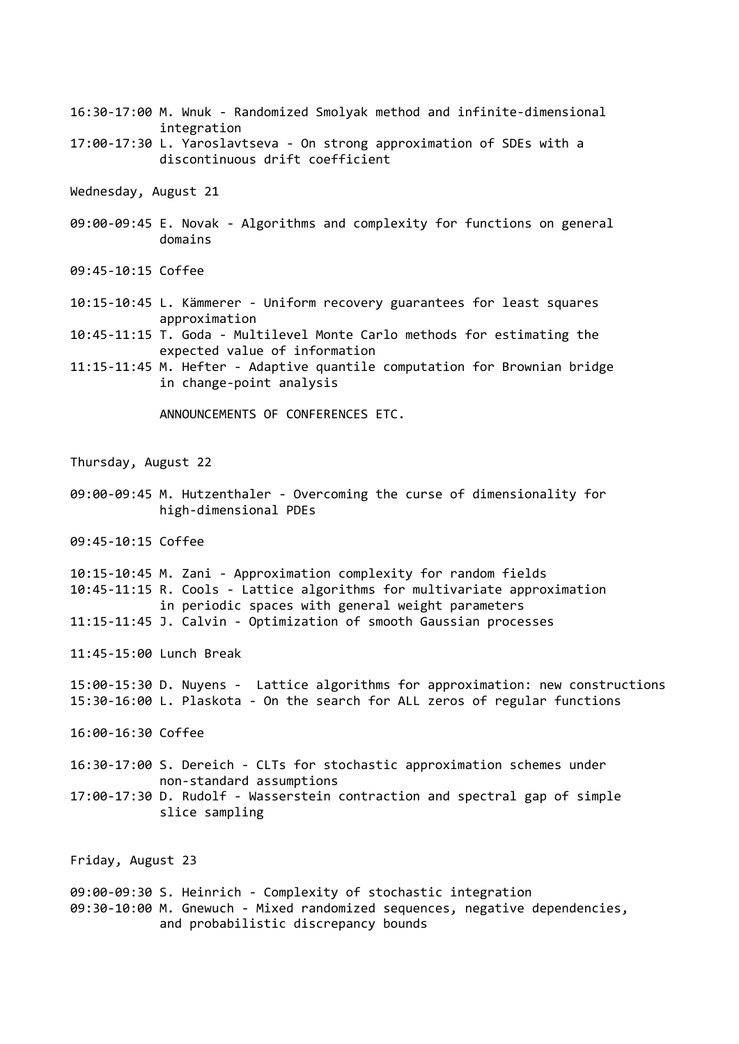16:30-17:00 M. Wnuk - Randomized Smolyak method and infinite-dimensional integration

17:00-17:30 L. Yaroslavtseva - On strong approximation of SDEs with a discontinuous drift coefficient

Wednesday, August 21

09:00-09:45 E. Novak - Algorithms and complexity for functions on general domains

09:45-10:15 Coffee

10:15-10:45 L. Kämmerer - Uniform recovery guarantees for least squares approximation

10:45-11:15 T. Goda - Multilevel Monte Carlo methods for estimating the expected value of information

11:15-11:45 M. Hefter - Adaptive quantile computation for Brownian bridge in change-point analysis

ANNOUNCEMENTS OF CONFERENCES ETC.

Thursday, August 22

09:00-09:45 M. Hutzenthaler - Overcoming the curse of dimensionality for high-dimensional PDEs

09:45-10:15 Coffee

10:15-10:45 M. Zani - Approximation complexity for random fields

10:45-11:15 R. Cools - Lattice algorithms for multivariate approximation in periodic spaces with general weight parameters

11:15-11:45 J. Calvin - Optimization of smooth Gaussian processes

11:45-15:00 Lunch Break

15:00-15:30 D. Nuyens - Lattice algorithms for approximation: new constructions

15:30-16:00 L. Plaskota - On the search for ALL zeros of regular functions

16:00-16:30 Coffee

16:30-17:00 S. Dereich - CLTs for stochastic approximation schemes under non-standard assumptions

17:00-17:30 D. Rudolf - Wasserstein contraction and spectral gap of simple slice sampling

Friday, August 23

09:00-09:30 S. Heinrich - Complexity of stochastic integration

09:30-10:00 M. Gnewuch - Mixed randomized sequences, negative dependencies, and probabilistic discrepancy bounds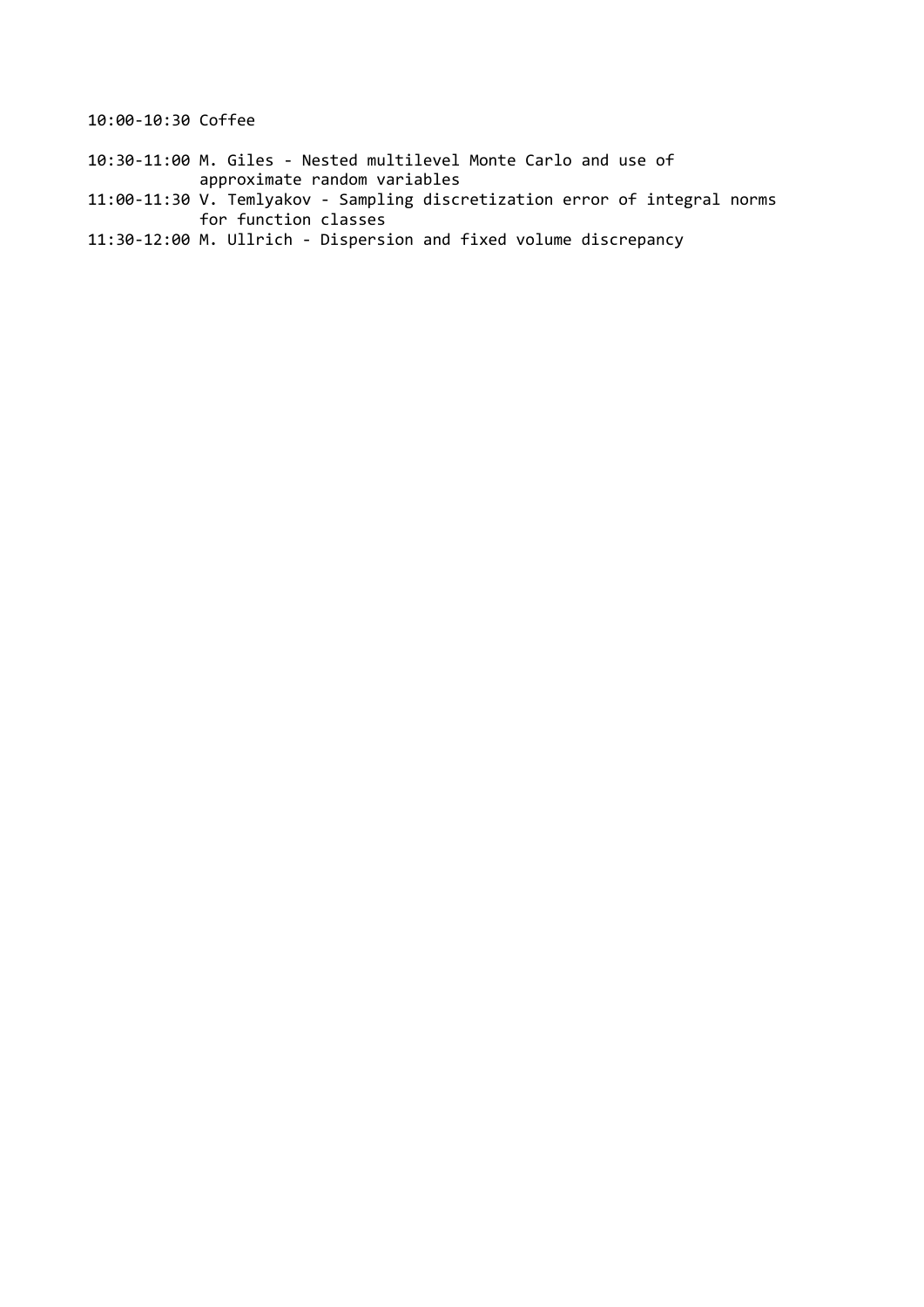10:00-10:30 Coffee

10:30-11:00 M. Giles - Nested multilevel Monte Carlo and use of approximate random variables

11:00-11:30 V. Temlyakov - Sampling discretization error of integral norms for function classes

11:30-12:00 M. Ullrich - Dispersion and fixed volume discrepancy